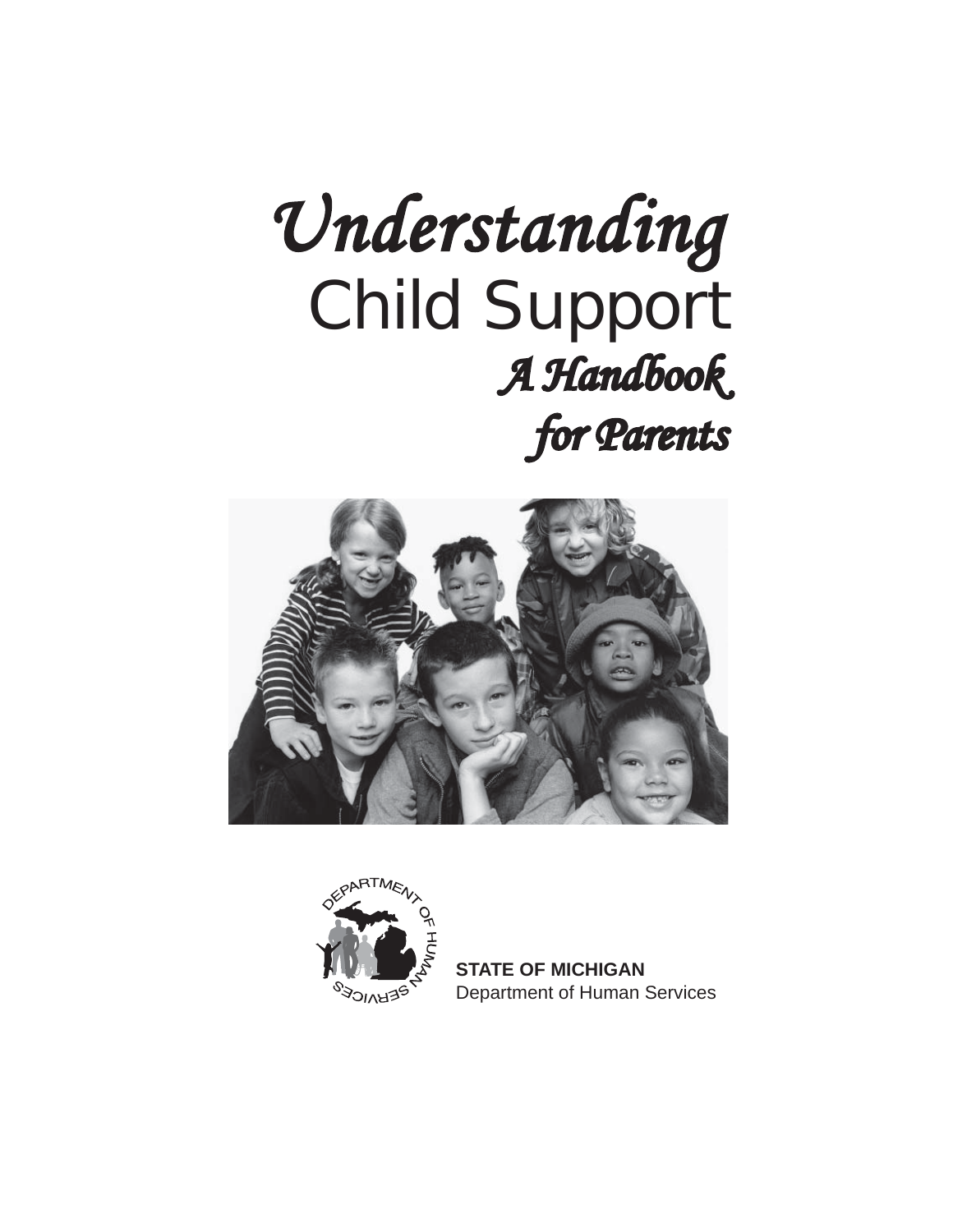# *Understanding* Child Support

## *A Handbook for Parents*

**STATE OF MICHIGAN**
Department of Human Services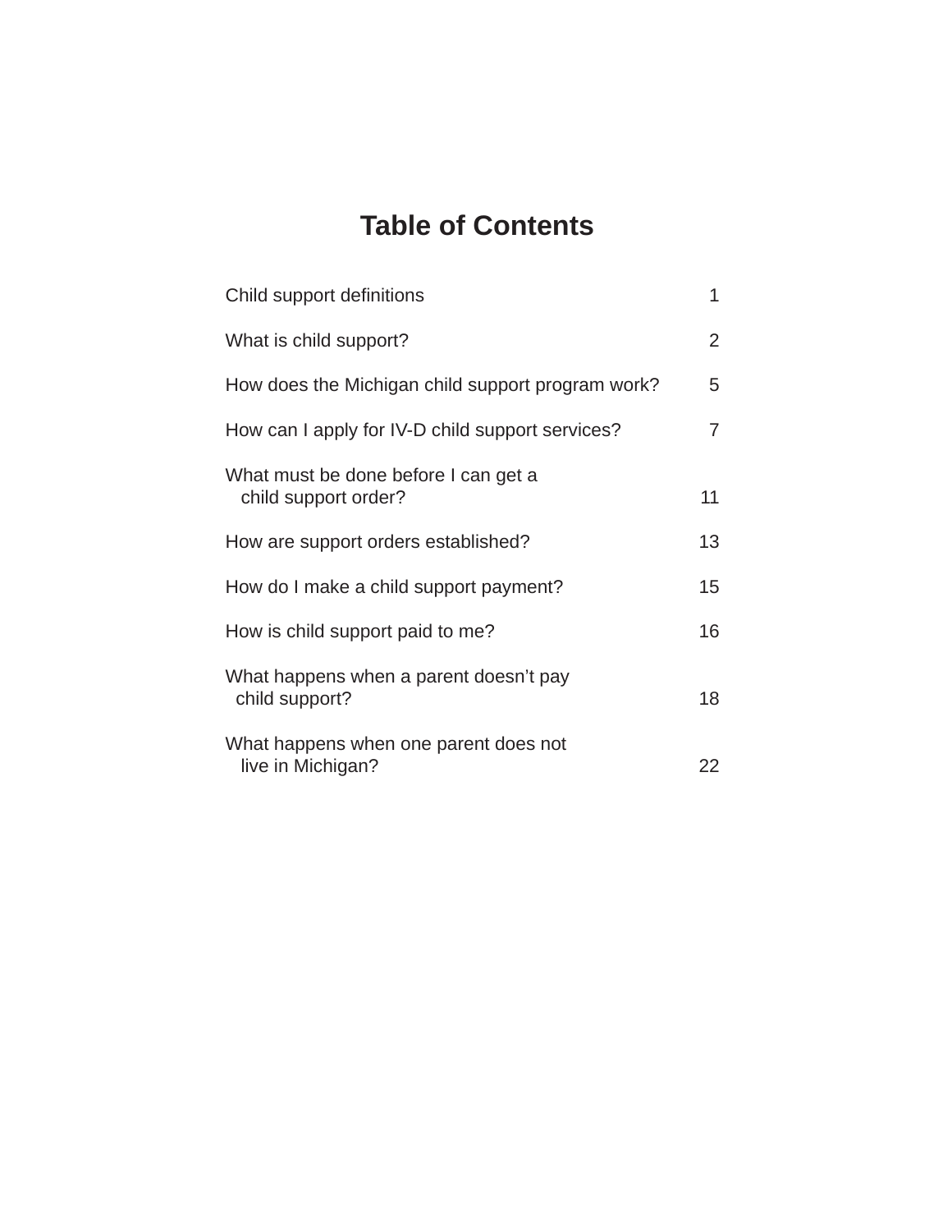# Table of Contents

| | |
|---|---|
| Child support definitions | 1 |
| What is child support? | 2 |
| How does the Michigan child support program work? | 5 |
| How can I apply for IV-D child support services? | 7 |
| What must be done before I can get a child support order? | 11 |
| How are support orders established? | 13 |
| How do I make a child support payment? | 15 |
| How is child support paid to me? | 16 |
| What happens when a parent doesn't pay child support? | 18 |
| What happens when one parent does not live in Michigan? | 22 |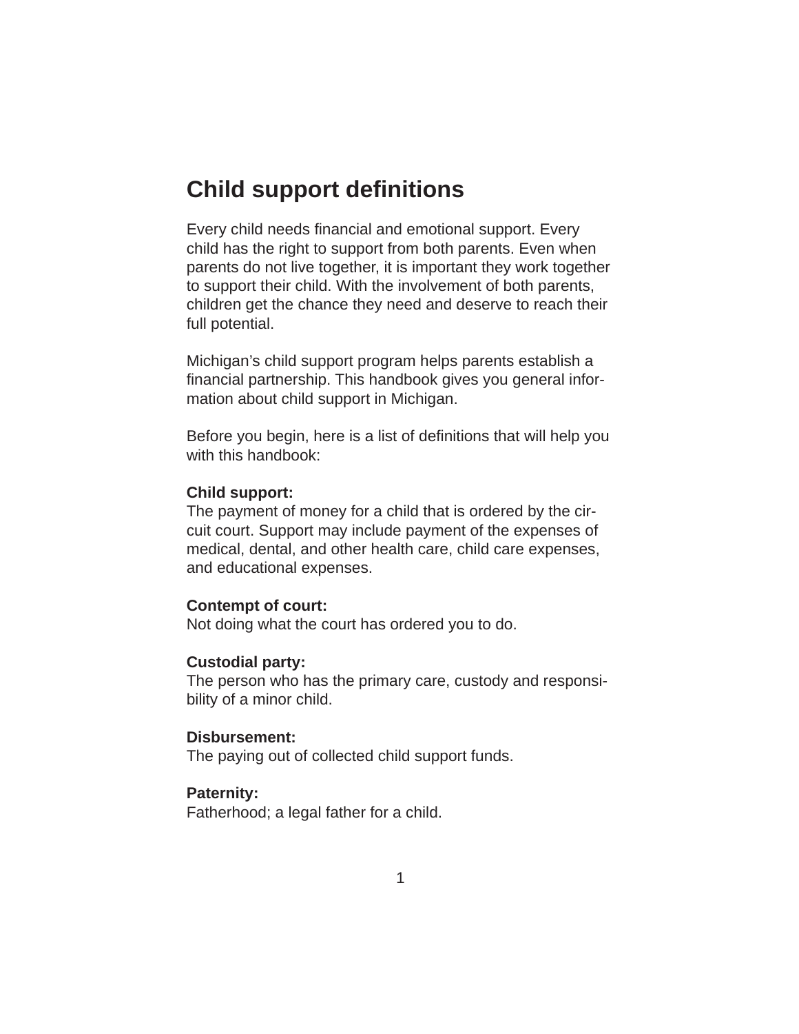# Child support definitions

Every child needs financial and emotional support. Every child has the right to support from both parents. Even when parents do not live together, it is important they work together to support their child. With the involvement of both parents, children get the chance they need and deserve to reach their full potential.

Michigan's child support program helps parents establish a financial partnership. This handbook gives you general information about child support in Michigan.

Before you begin, here is a list of definitions that will help you with this handbook:

**Child support:**
The payment of money for a child that is ordered by the circuit court. Support may include payment of the expenses of medical, dental, and other health care, child care expenses, and educational expenses.

**Contempt of court:**
Not doing what the court has ordered you to do.

**Custodial party:**
The person who has the primary care, custody and responsibility of a minor child.

**Disbursement:**
The paying out of collected child support funds.

**Paternity:**
Fatherhood; a legal father for a child.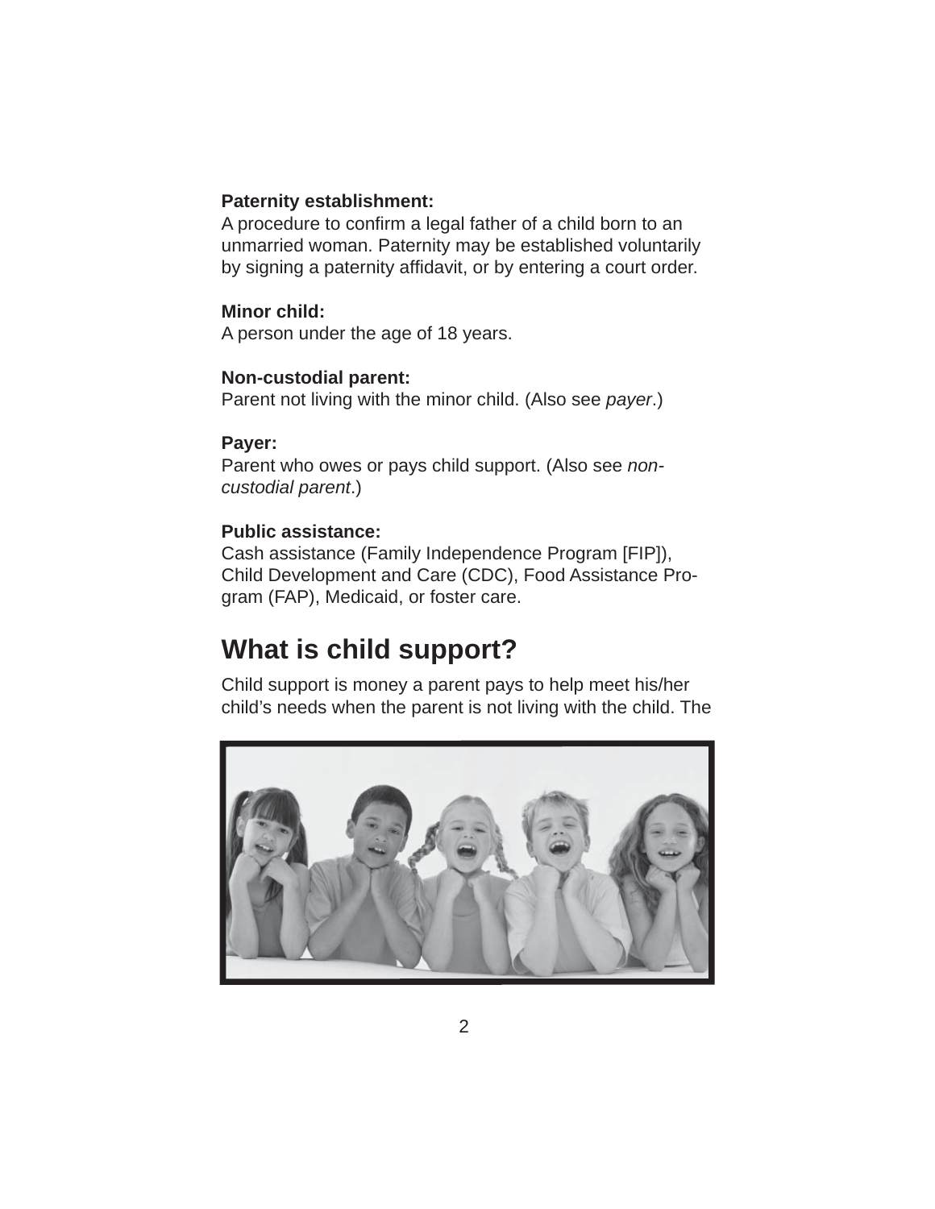**Paternity establishment:**
A procedure to confirm a legal father of a child born to an unmarried woman. Paternity may be established voluntarily by signing a paternity affidavit, or by entering a court order.

**Minor child:**
A person under the age of 18 years.

**Non-custodial parent:**
Parent not living with the minor child. (Also see *payer*.)

**Payer:**
Parent who owes or pays child support. (Also see *non-custodial parent*.)

**Public assistance:**
Cash assistance (Family Independence Program [FIP]), Child Development and Care (CDC), Food Assistance Program (FAP), Medicaid, or foster care.

## What is child support?

Child support is money a parent pays to help meet his/her child's needs when the parent is not living with the child. The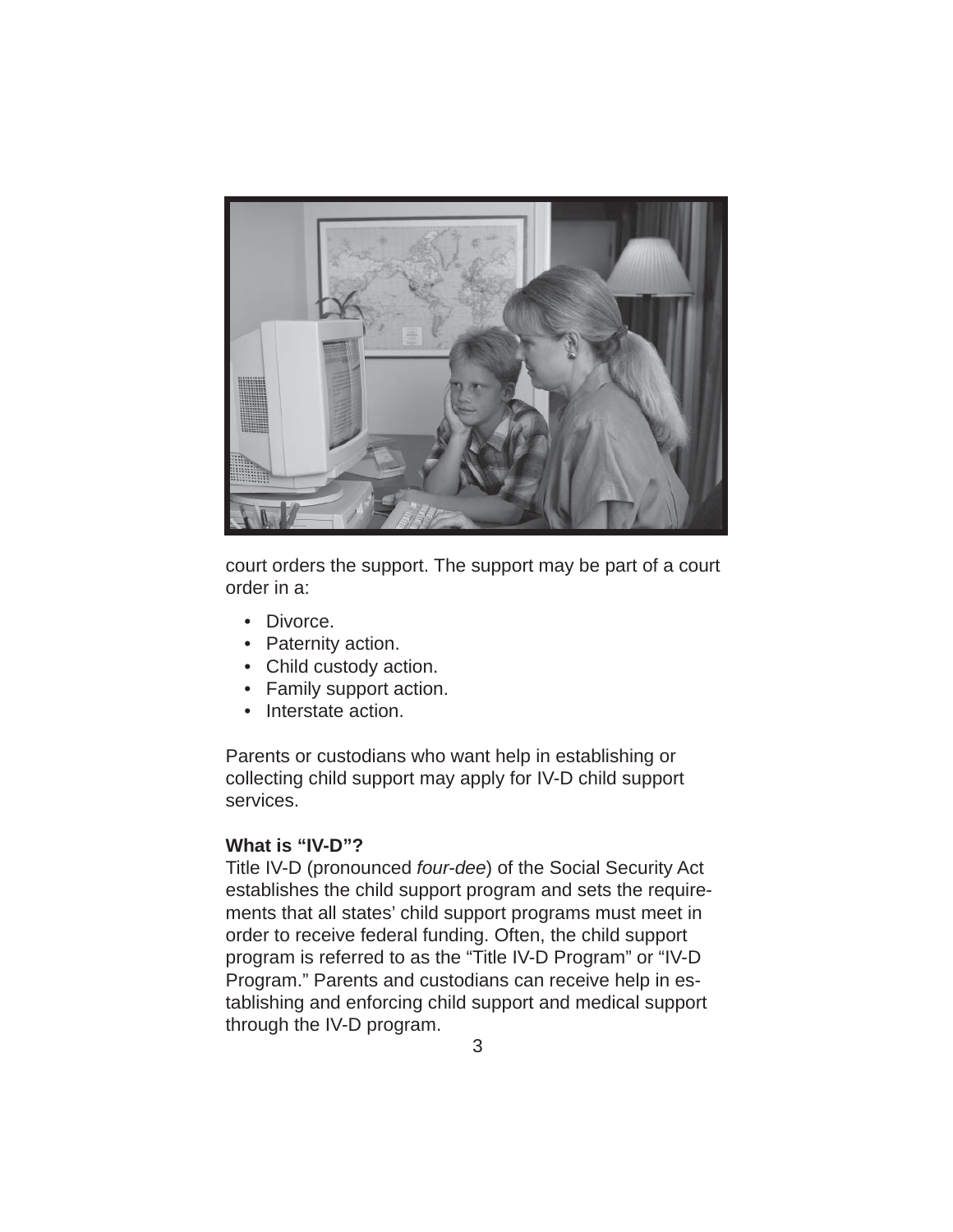court orders the support. The support may be part of a court order in a:

- Divorce.
- Paternity action.
- Child custody action.
- Family support action.
- Interstate action.

Parents or custodians who want help in establishing or collecting child support may apply for IV-D child support services.

**What is "IV-D"?**

Title IV-D (pronounced *four-dee*) of the Social Security Act establishes the child support program and sets the requirements that all states' child support programs must meet in order to receive federal funding. Often, the child support program is referred to as the "Title IV-D Program" or "IV-D Program." Parents and custodians can receive help in establishing and enforcing child support and medical support through the IV-D program.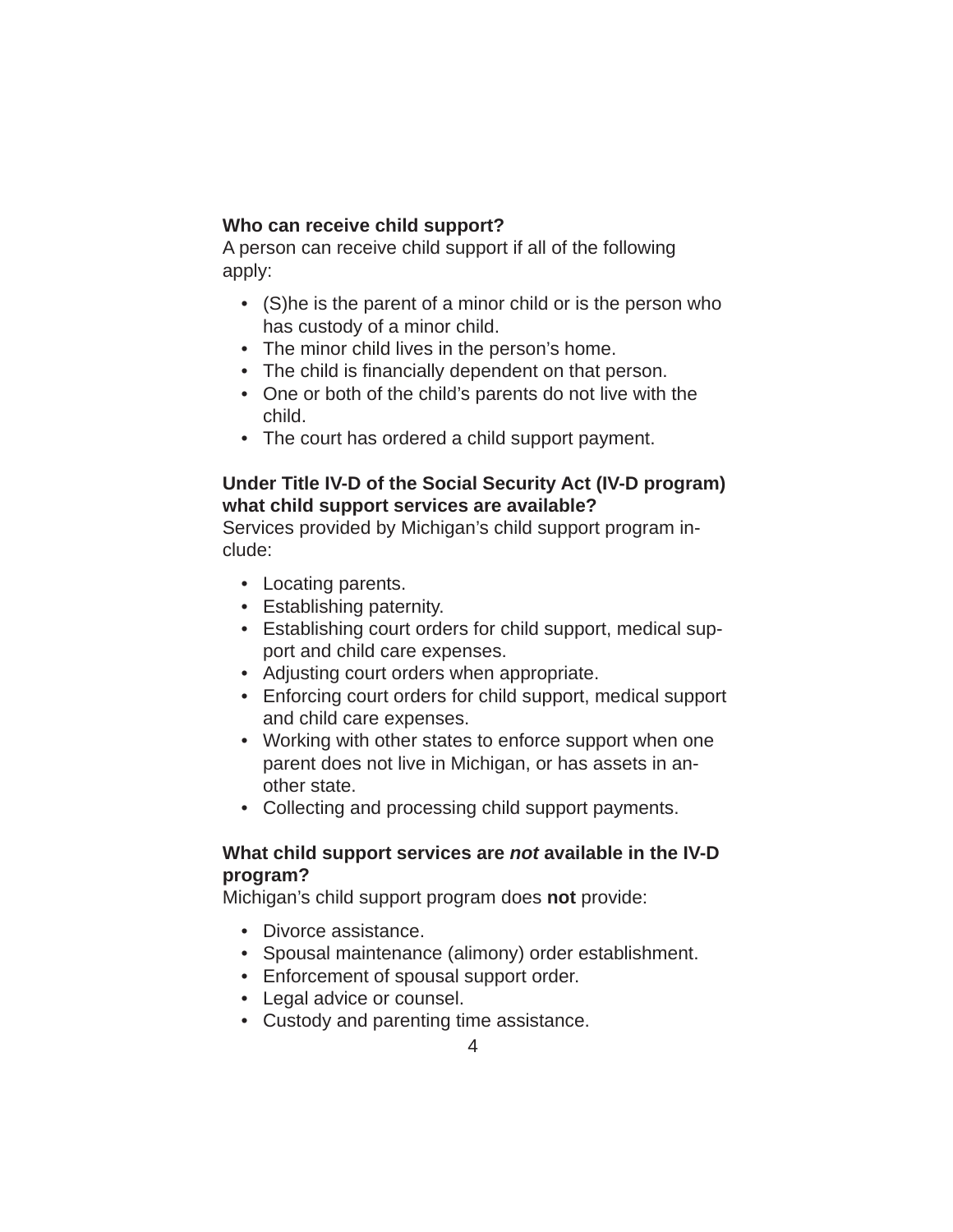**Who can receive child support?**

A person can receive child support if all of the following apply:

- (S)he is the parent of a minor child or is the person who has custody of a minor child.
- The minor child lives in the person's home.
- The child is financially dependent on that person.
- One or both of the child's parents do not live with the child.
- The court has ordered a child support payment.

**Under Title IV-D of the Social Security Act (IV-D program) what child support services are available?**

Services provided by Michigan's child support program include:

- Locating parents.
- Establishing paternity.
- Establishing court orders for child support, medical support and child care expenses.
- Adjusting court orders when appropriate.
- Enforcing court orders for child support, medical support and child care expenses.
- Working with other states to enforce support when one parent does not live in Michigan, or has assets in another state.
- Collecting and processing child support payments.

**What child support services are *not* available in the IV-D program?**

Michigan's child support program does **not** provide:

- Divorce assistance.
- Spousal maintenance (alimony) order establishment.
- Enforcement of spousal support order.
- Legal advice or counsel.
- Custody and parenting time assistance.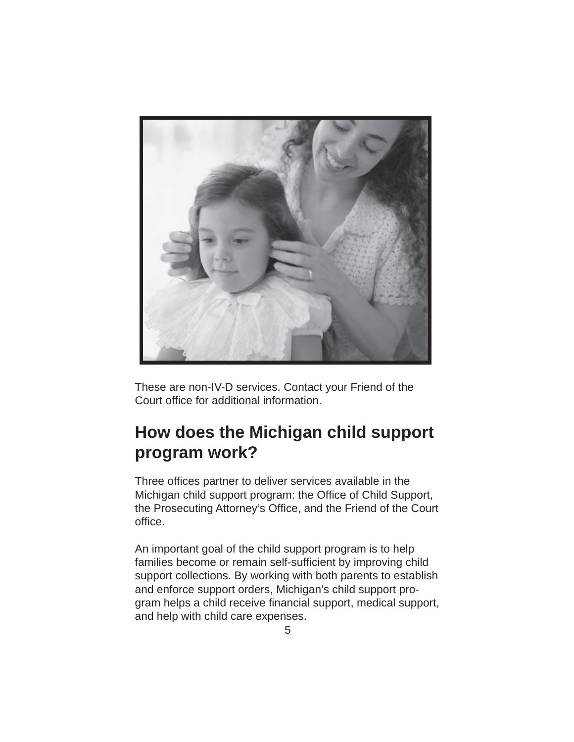These are non-IV-D services. Contact your Friend of the Court office for additional information.

## How does the Michigan child support program work?

Three offices partner to deliver services available in the Michigan child support program: the Office of Child Support, the Prosecuting Attorney's Office, and the Friend of the Court office.

An important goal of the child support program is to help families become or remain self-sufficient by improving child support collections. By working with both parents to establish and enforce support orders, Michigan's child support program helps a child receive financial support, medical support, and help with child care expenses.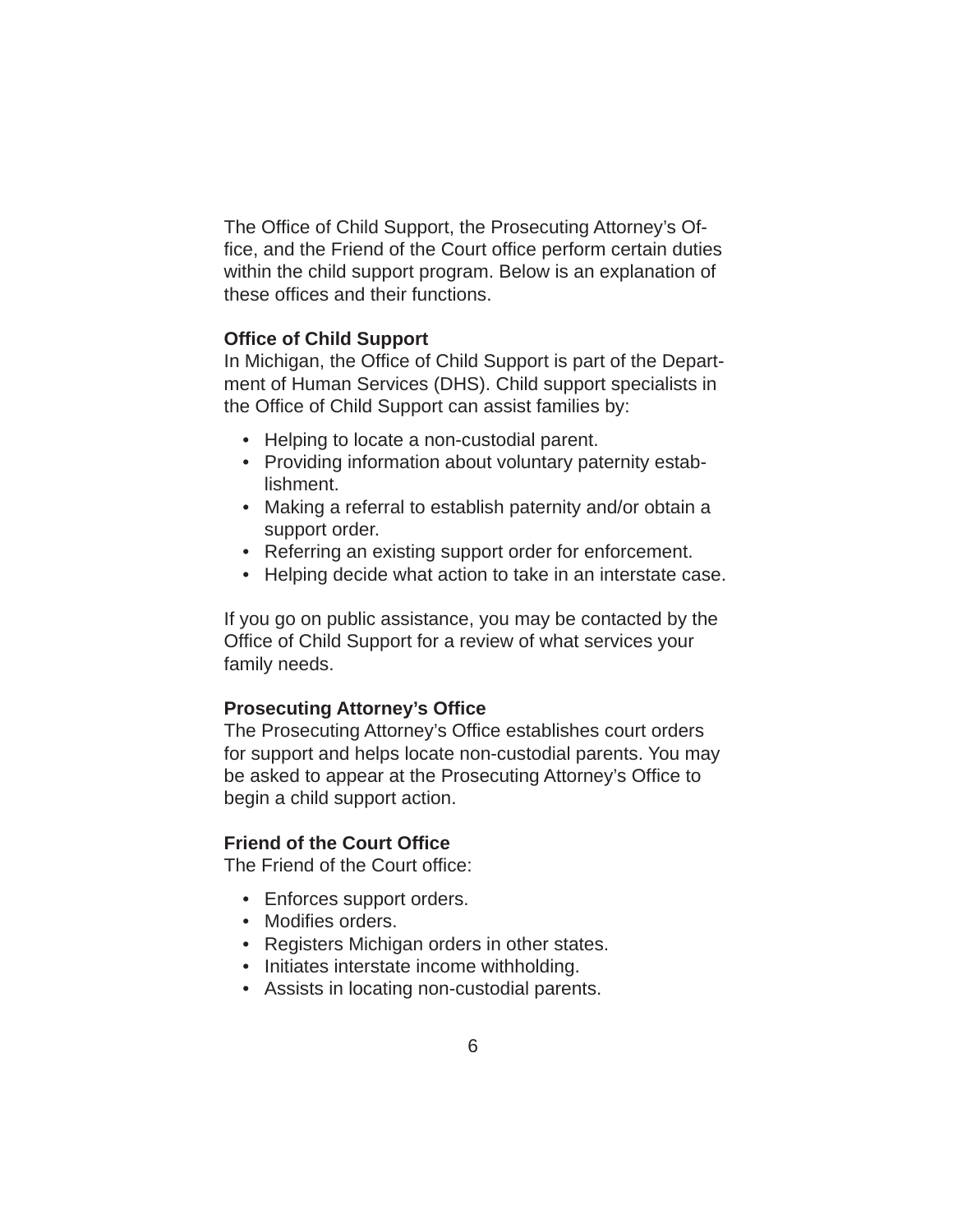The Office of Child Support, the Prosecuting Attorney's Office, and the Friend of the Court office perform certain duties within the child support program. Below is an explanation of these offices and their functions.

**Office of Child Support**

In Michigan, the Office of Child Support is part of the Department of Human Services (DHS). Child support specialists in the Office of Child Support can assist families by:

- Helping to locate a non-custodial parent.
- Providing information about voluntary paternity establishment.
- Making a referral to establish paternity and/or obtain a support order.
- Referring an existing support order for enforcement.
- Helping decide what action to take in an interstate case.

If you go on public assistance, you may be contacted by the Office of Child Support for a review of what services your family needs.

**Prosecuting Attorney's Office**

The Prosecuting Attorney's Office establishes court orders for support and helps locate non-custodial parents. You may be asked to appear at the Prosecuting Attorney's Office to begin a child support action.

**Friend of the Court Office**

The Friend of the Court office:

- Enforces support orders.
- Modifies orders.
- Registers Michigan orders in other states.
- Initiates interstate income withholding.
- Assists in locating non-custodial parents.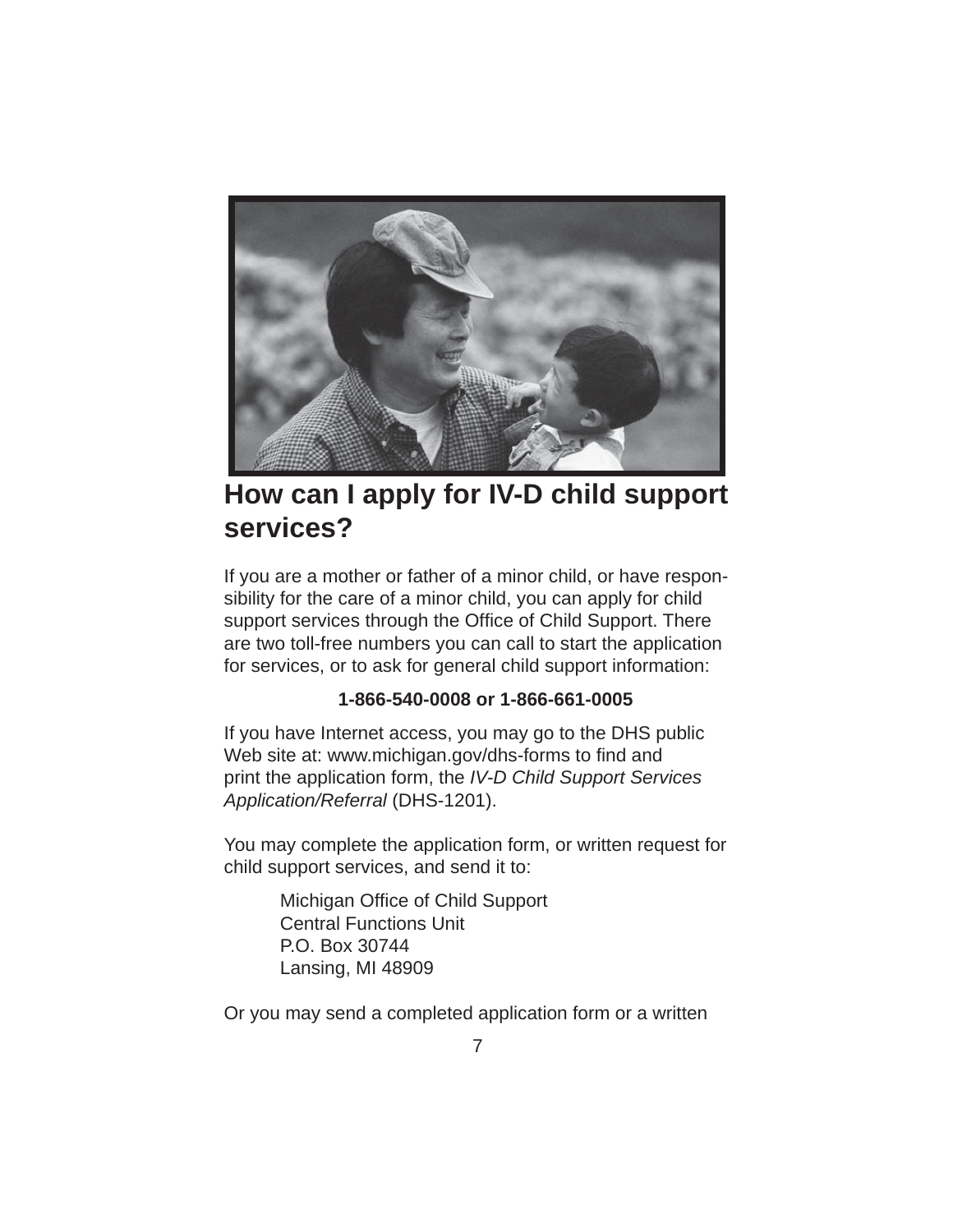## How can I apply for IV-D child support services?

If you are a mother or father of a minor child, or have responsibility for the care of a minor child, you can apply for child support services through the Office of Child Support. There are two toll-free numbers you can call to start the application for services, or to ask for general child support information:

**1-866-540-0008 or 1-866-661-0005**

If you have Internet access, you may go to the DHS public Web site at: www.michigan.gov/dhs-forms to find and print the application form, the *IV-D Child Support Services Application/Referral* (DHS-1201).

You may complete the application form, or written request for child support services, and send it to:

Michigan Office of Child Support
Central Functions Unit
P.O. Box 30744
Lansing, MI 48909

Or you may send a completed application form or a written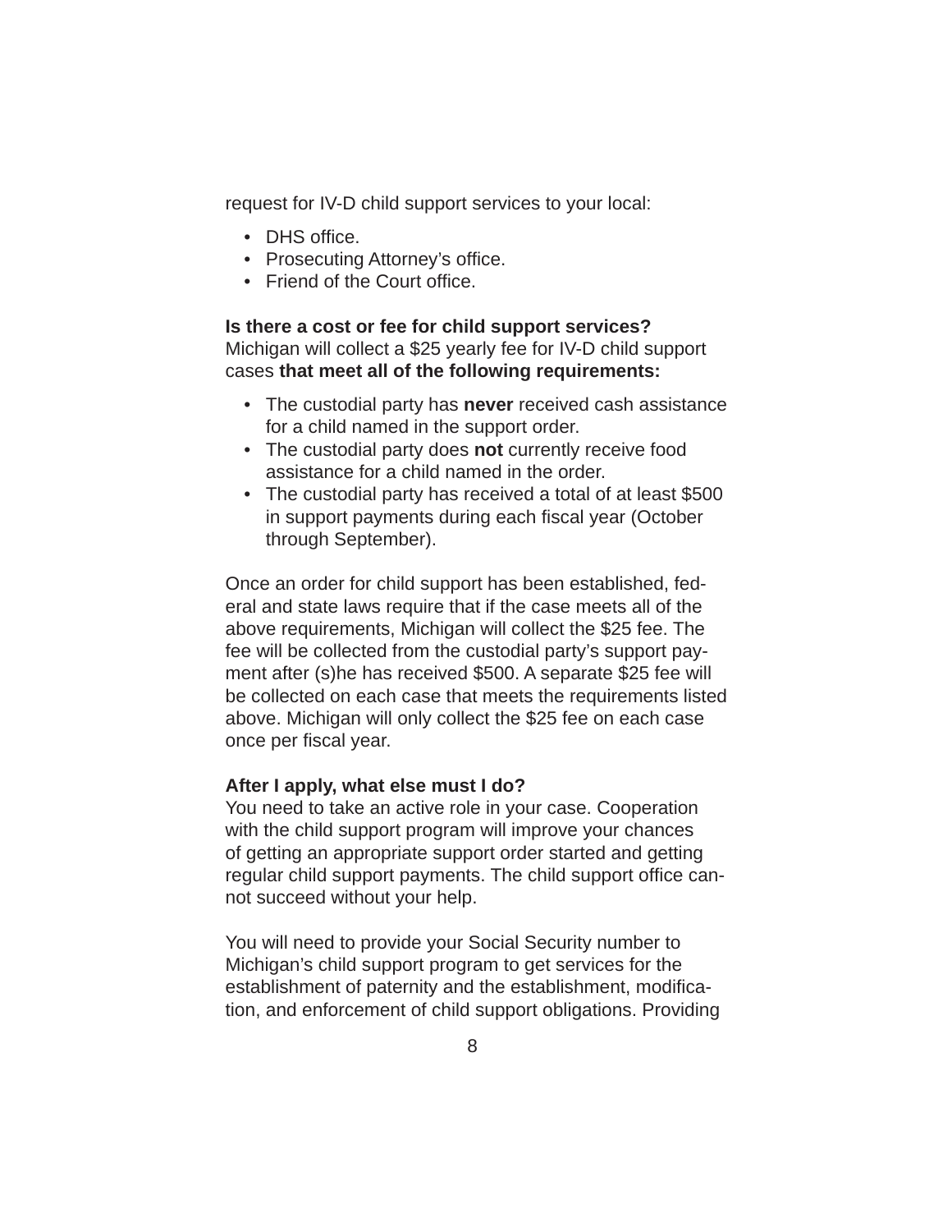request for IV-D child support services to your local:

- DHS office.
- Prosecuting Attorney's office.
- Friend of the Court office.

**Is there a cost or fee for child support services?**
Michigan will collect a $25 yearly fee for IV-D child support cases **that meet all of the following requirements:**

- The custodial party has **never** received cash assistance for a child named in the support order.
- The custodial party does **not** currently receive food assistance for a child named in the order.
- The custodial party has received a total of at least $500 in support payments during each fiscal year (October through September).

Once an order for child support has been established, federal and state laws require that if the case meets all of the above requirements, Michigan will collect the $25 fee. The fee will be collected from the custodial party's support payment after (s)he has received $500. A separate $25 fee will be collected on each case that meets the requirements listed above. Michigan will only collect the $25 fee on each case once per fiscal year.

**After I apply, what else must I do?**
You need to take an active role in your case. Cooperation with the child support program will improve your chances of getting an appropriate support order started and getting regular child support payments. The child support office cannot succeed without your help.

You will need to provide your Social Security number to Michigan's child support program to get services for the establishment of paternity and the establishment, modification, and enforcement of child support obligations. Providing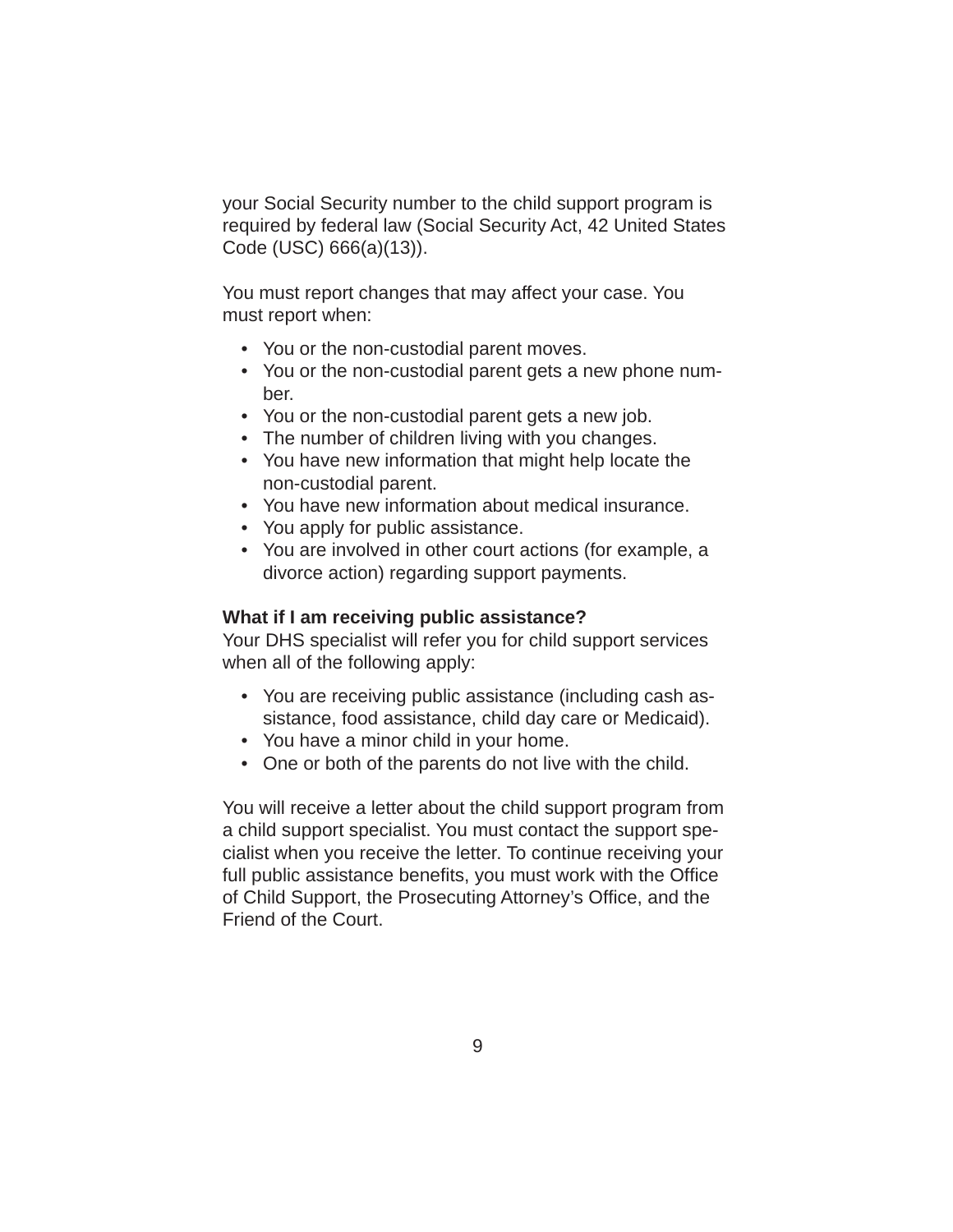your Social Security number to the child support program is required by federal law (Social Security Act, 42 United States Code (USC) 666(a)(13)).

You must report changes that may affect your case. You must report when:

- You or the non-custodial parent moves.
- You or the non-custodial parent gets a new phone number.
- You or the non-custodial parent gets a new job.
- The number of children living with you changes.
- You have new information that might help locate the non-custodial parent.
- You have new information about medical insurance.
- You apply for public assistance.
- You are involved in other court actions (for example, a divorce action) regarding support payments.

**What if I am receiving public assistance?**

Your DHS specialist will refer you for child support services when all of the following apply:

- You are receiving public assistance (including cash assistance, food assistance, child day care or Medicaid).
- You have a minor child in your home.
- One or both of the parents do not live with the child.

You will receive a letter about the child support program from a child support specialist. You must contact the support specialist when you receive the letter. To continue receiving your full public assistance benefits, you must work with the Office of Child Support, the Prosecuting Attorney's Office, and the Friend of the Court.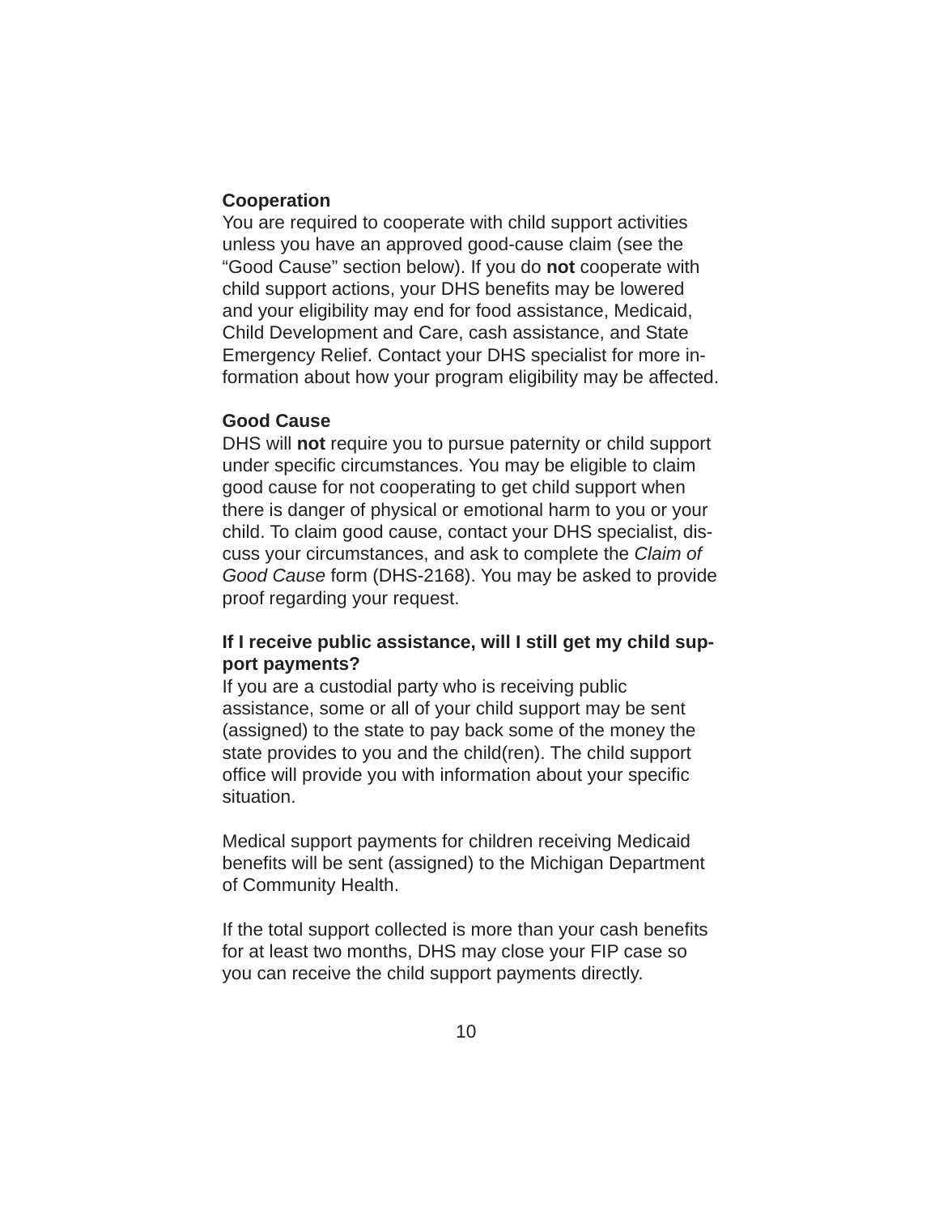### Cooperation

You are required to cooperate with child support activities unless you have an approved good-cause claim (see the "Good Cause" section below). If you do **not** cooperate with child support actions, your DHS benefits may be lowered and your eligibility may end for food assistance, Medicaid, Child Development and Care, cash assistance, and State Emergency Relief. Contact your DHS specialist for more information about how your program eligibility may be affected.

### Good Cause

DHS will **not** require you to pursue paternity or child support under specific circumstances. You may be eligible to claim good cause for not cooperating to get child support when there is danger of physical or emotional harm to you or your child. To claim good cause, contact your DHS specialist, discuss your circumstances, and ask to complete the *Claim of Good Cause* form (DHS-2168). You may be asked to provide proof regarding your request.

### If I receive public assistance, will I still get my child support payments?

If you are a custodial party who is receiving public assistance, some or all of your child support may be sent (assigned) to the state to pay back some of the money the state provides to you and the child(ren). The child support office will provide you with information about your specific situation.

Medical support payments for children receiving Medicaid benefits will be sent (assigned) to the Michigan Department of Community Health.

If the total support collected is more than your cash benefits for at least two months, DHS may close your FIP case so you can receive the child support payments directly.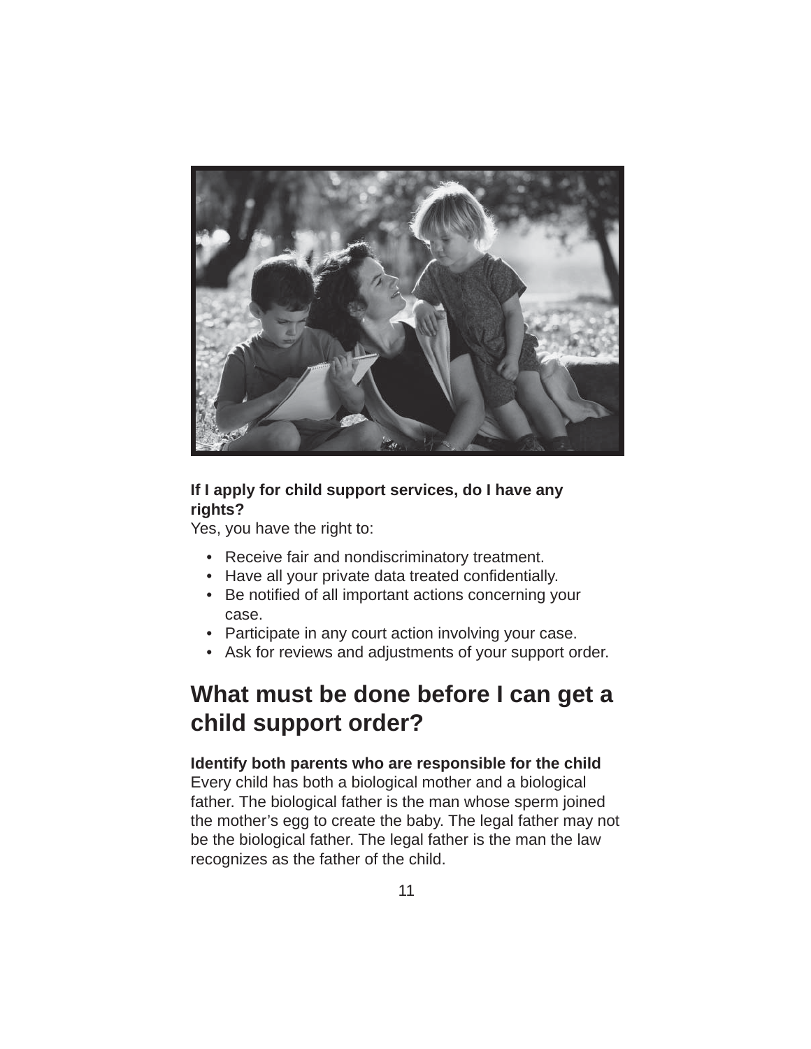**If I apply for child support services, do I have any rights?**

Yes, you have the right to:

- Receive fair and nondiscriminatory treatment.
- Have all your private data treated confidentially.
- Be notified of all important actions concerning your case.
- Participate in any court action involving your case.
- Ask for reviews and adjustments of your support order.

## What must be done before I can get a child support order?

**Identify both parents who are responsible for the child**

Every child has both a biological mother and a biological father. The biological father is the man whose sperm joined the mother's egg to create the baby. The legal father may not be the biological father. The legal father is the man the law recognizes as the father of the child.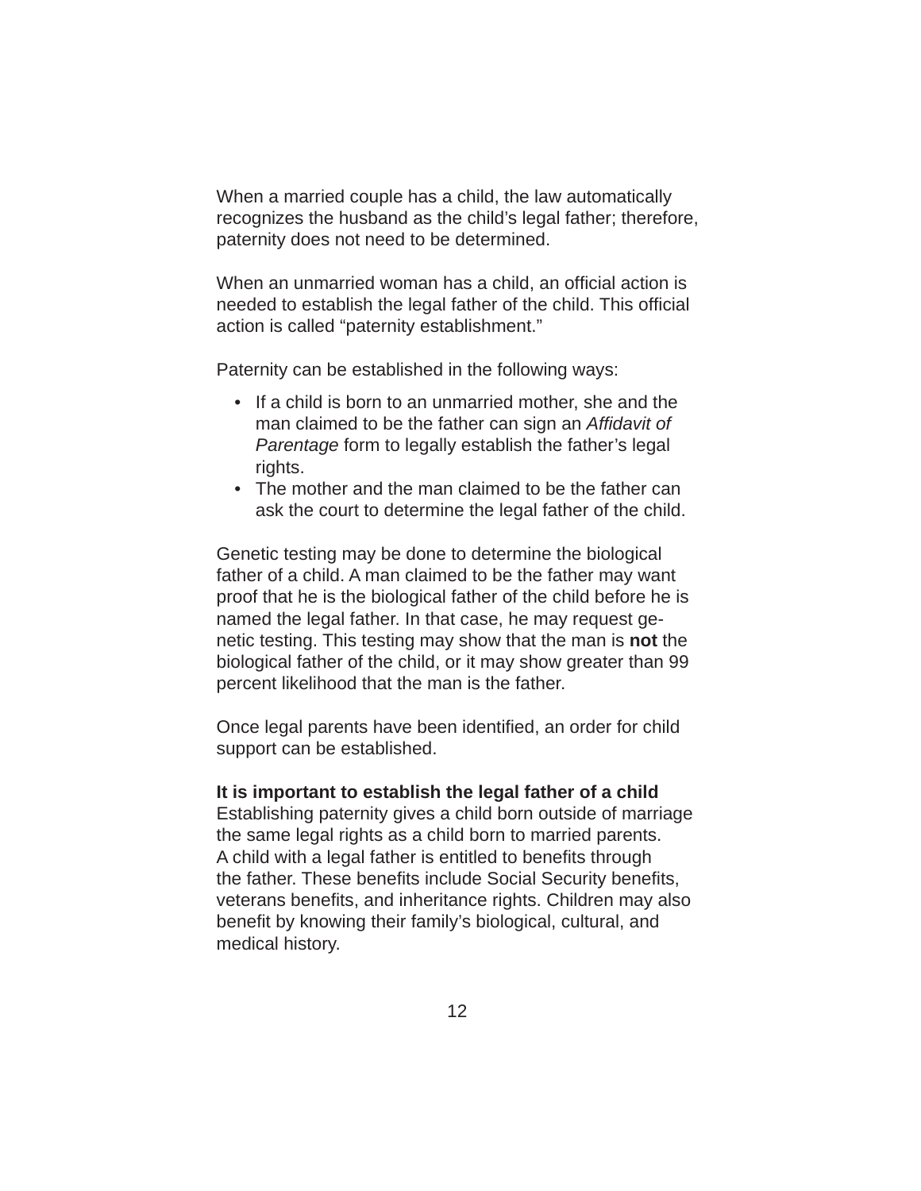When a married couple has a child, the law automatically recognizes the husband as the child's legal father; therefore, paternity does not need to be determined.

When an unmarried woman has a child, an official action is needed to establish the legal father of the child. This official action is called "paternity establishment."

Paternity can be established in the following ways:

- If a child is born to an unmarried mother, she and the man claimed to be the father can sign an *Affidavit of Parentage* form to legally establish the father's legal rights.
- The mother and the man claimed to be the father can ask the court to determine the legal father of the child.

Genetic testing may be done to determine the biological father of a child. A man claimed to be the father may want proof that he is the biological father of the child before he is named the legal father. In that case, he may request genetic testing. This testing may show that the man is **not** the biological father of the child, or it may show greater than 99 percent likelihood that the man is the father.

Once legal parents have been identified, an order for child support can be established.

**It is important to establish the legal father of a child**
Establishing paternity gives a child born outside of marriage the same legal rights as a child born to married parents. A child with a legal father is entitled to benefits through the father. These benefits include Social Security benefits, veterans benefits, and inheritance rights. Children may also benefit by knowing their family's biological, cultural, and medical history.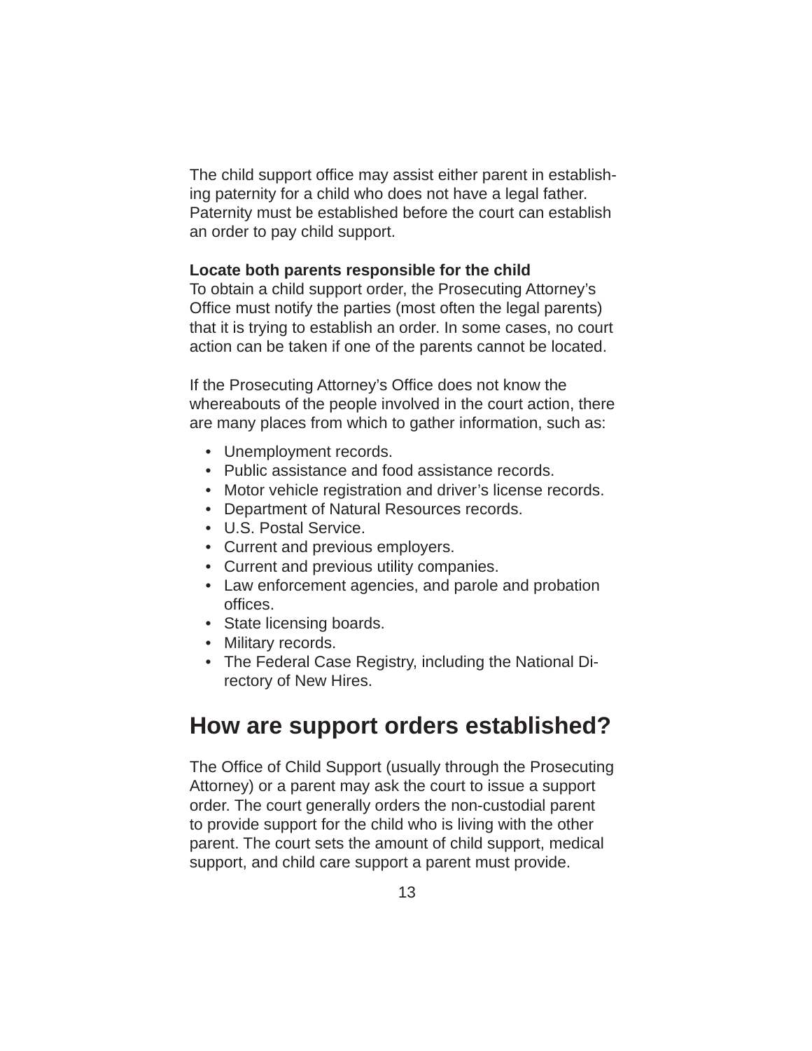The child support office may assist either parent in establishing paternity for a child who does not have a legal father. Paternity must be established before the court can establish an order to pay child support.

**Locate both parents responsible for the child**
To obtain a child support order, the Prosecuting Attorney's Office must notify the parties (most often the legal parents) that it is trying to establish an order. In some cases, no court action can be taken if one of the parents cannot be located.

If the Prosecuting Attorney's Office does not know the whereabouts of the people involved in the court action, there are many places from which to gather information, such as:

- Unemployment records.
- Public assistance and food assistance records.
- Motor vehicle registration and driver's license records.
- Department of Natural Resources records.
- U.S. Postal Service.
- Current and previous employers.
- Current and previous utility companies.
- Law enforcement agencies, and parole and probation offices.
- State licensing boards.
- Military records.
- The Federal Case Registry, including the National Directory of New Hires.

## How are support orders established?

The Office of Child Support (usually through the Prosecuting Attorney) or a parent may ask the court to issue a support order. The court generally orders the non-custodial parent to provide support for the child who is living with the other parent. The court sets the amount of child support, medical support, and child care support a parent must provide.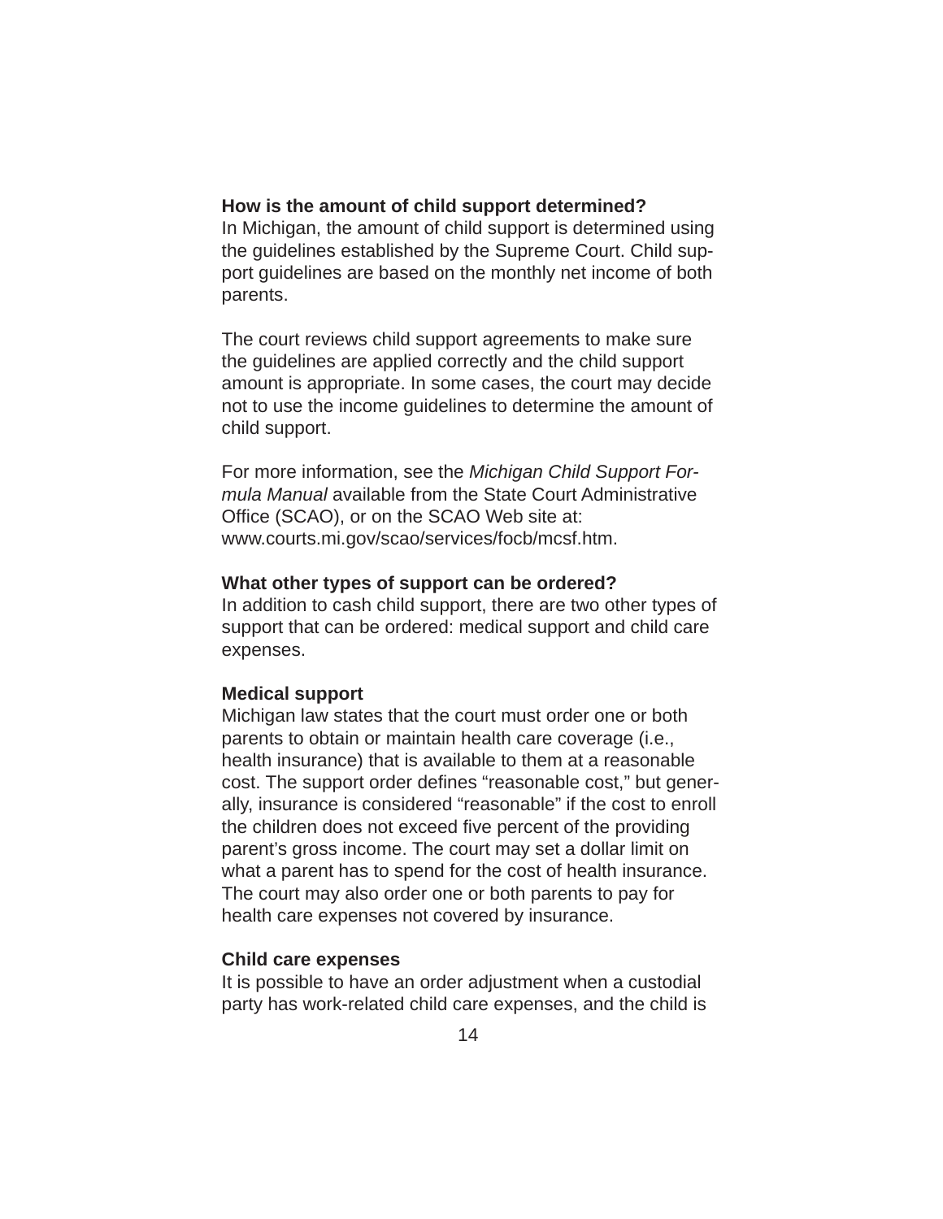**How is the amount of child support determined?**
In Michigan, the amount of child support is determined using the guidelines established by the Supreme Court. Child support guidelines are based on the monthly net income of both parents.

The court reviews child support agreements to make sure the guidelines are applied correctly and the child support amount is appropriate. In some cases, the court may decide not to use the income guidelines to determine the amount of child support.

For more information, see the *Michigan Child Support Formula Manual* available from the State Court Administrative Office (SCAO), or on the SCAO Web site at: www.courts.mi.gov/scao/services/focb/mcsf.htm.

**What other types of support can be ordered?**
In addition to cash child support, there are two other types of support that can be ordered: medical support and child care expenses.

**Medical support**
Michigan law states that the court must order one or both parents to obtain or maintain health care coverage (i.e., health insurance) that is available to them at a reasonable cost. The support order defines "reasonable cost," but generally, insurance is considered "reasonable" if the cost to enroll the children does not exceed five percent of the providing parent's gross income. The court may set a dollar limit on what a parent has to spend for the cost of health insurance. The court may also order one or both parents to pay for health care expenses not covered by insurance.

**Child care expenses**
It is possible to have an order adjustment when a custodial party has work-related child care expenses, and the child is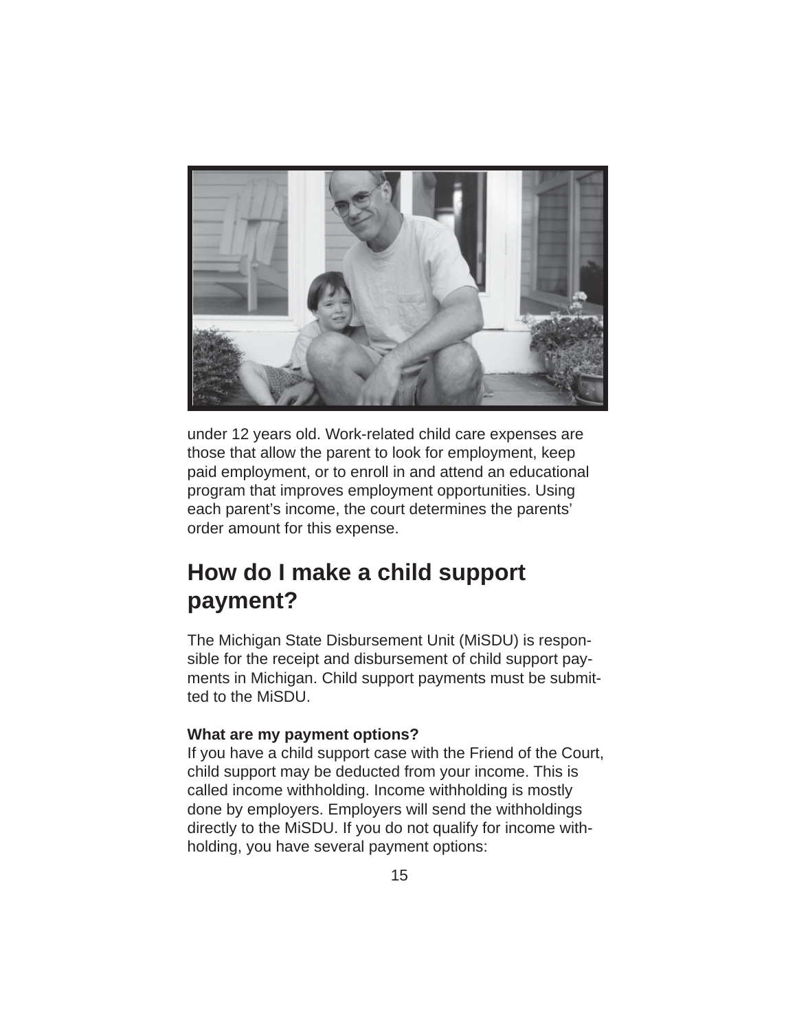under 12 years old. Work-related child care expenses are those that allow the parent to look for employment, keep paid employment, or to enroll in and attend an educational program that improves employment opportunities. Using each parent's income, the court determines the parents' order amount for this expense.

## How do I make a child support payment?

The Michigan State Disbursement Unit (MiSDU) is responsible for the receipt and disbursement of child support payments in Michigan. Child support payments must be submitted to the MiSDU.

**What are my payment options?**
If you have a child support case with the Friend of the Court, child support may be deducted from your income. This is called income withholding. Income withholding is mostly done by employers. Employers will send the withholdings directly to the MiSDU. If you do not qualify for income withholding, you have several payment options: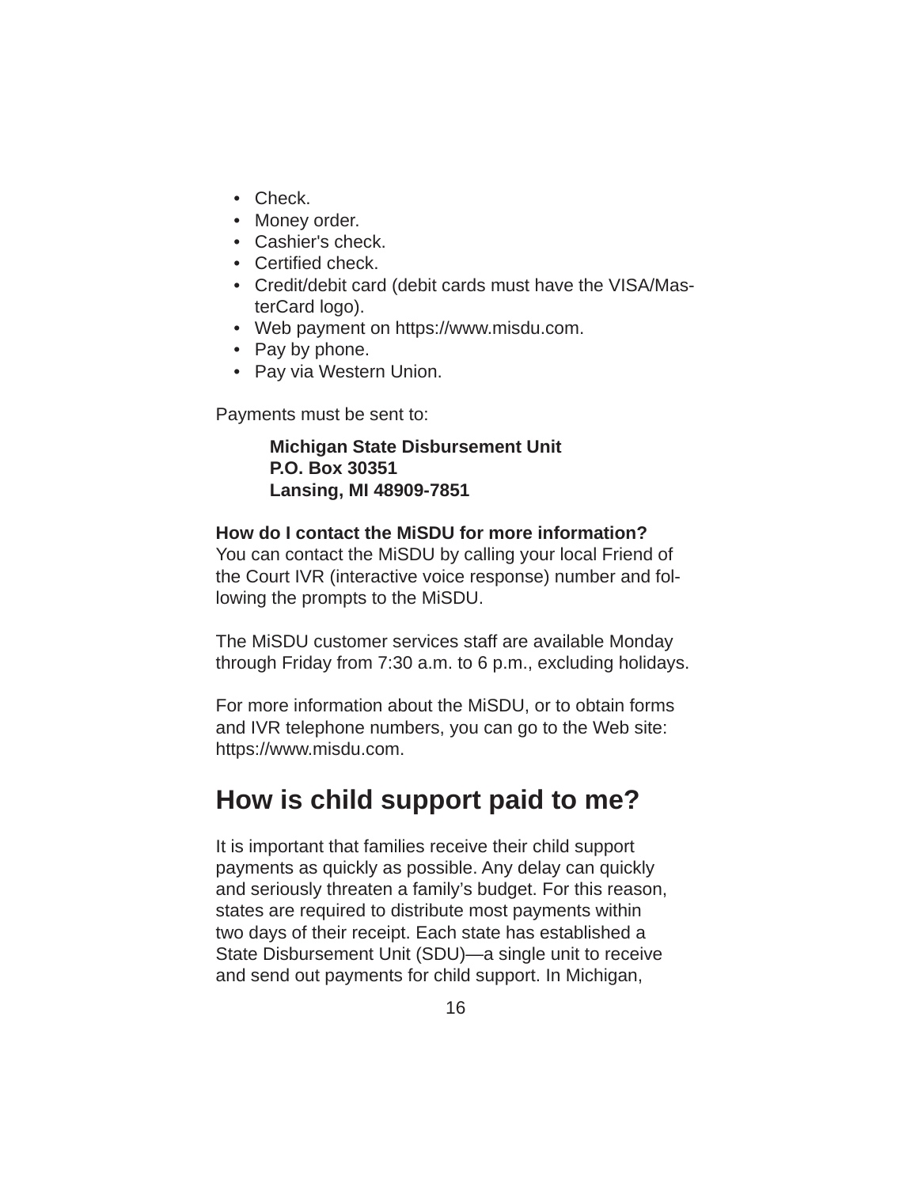- Check.
- Money order.
- Cashier's check.
- Certified check.
- Credit/debit card (debit cards must have the VISA/MasterCard logo).
- Web payment on https://www.misdu.com.
- Pay by phone.
- Pay via Western Union.

Payments must be sent to:

> **Michigan State Disbursement Unit**
> **P.O. Box 30351**
> **Lansing, MI 48909-7851**

**How do I contact the MiSDU for more information?**
You can contact the MiSDU by calling your local Friend of the Court IVR (interactive voice response) number and following the prompts to the MiSDU.

The MiSDU customer services staff are available Monday through Friday from 7:30 a.m. to 6 p.m., excluding holidays.

For more information about the MiSDU, or to obtain forms and IVR telephone numbers, you can go to the Web site: https://www.misdu.com.

## How is child support paid to me?

It is important that families receive their child support payments as quickly as possible. Any delay can quickly and seriously threaten a family's budget. For this reason, states are required to distribute most payments within two days of their receipt. Each state has established a State Disbursement Unit (SDU)—a single unit to receive and send out payments for child support. In Michigan,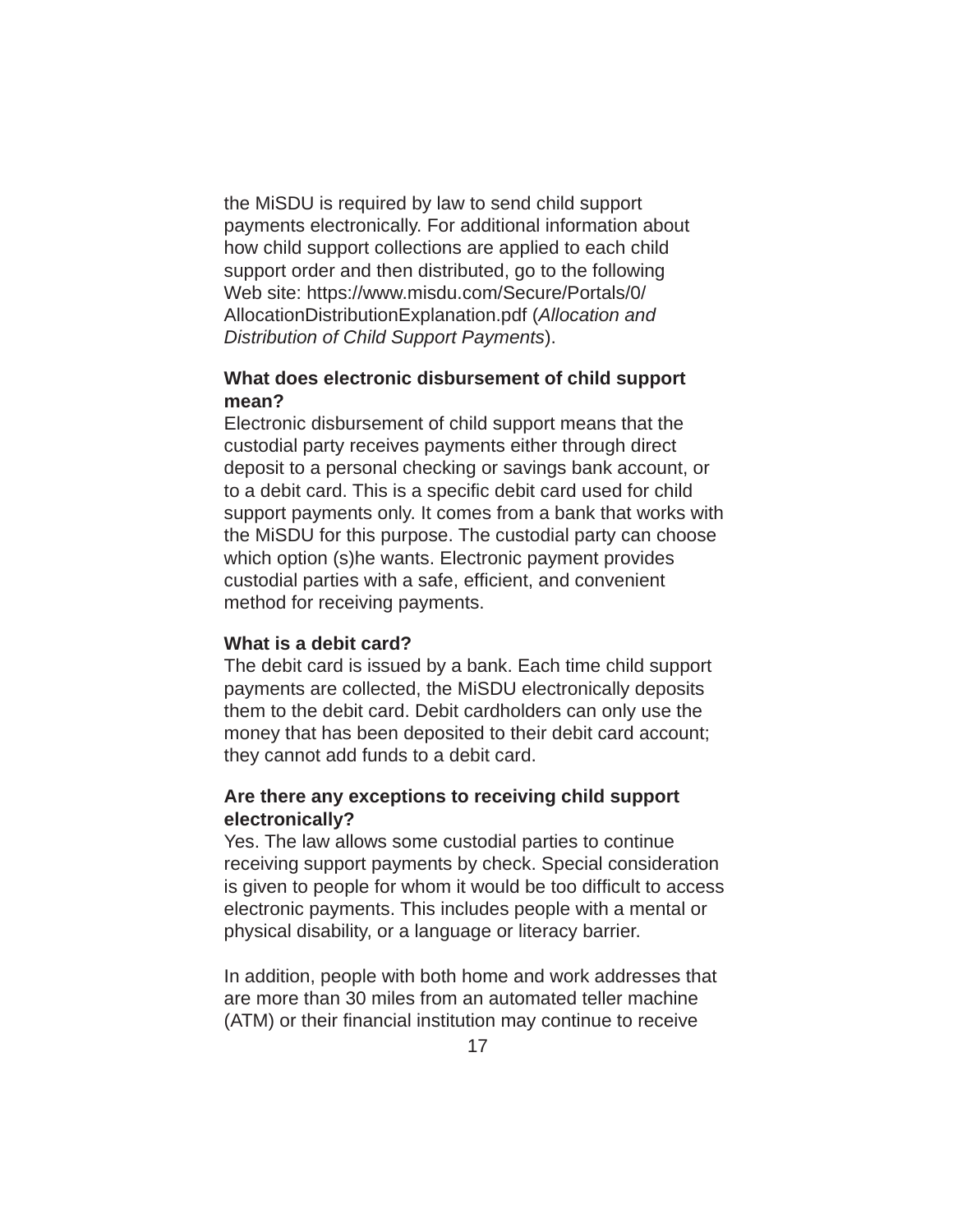the MiSDU is required by law to send child support payments electronically. For additional information about how child support collections are applied to each child support order and then distributed, go to the following Web site: https://www.misdu.com/Secure/Portals/0/AllocationDistributionExplanation.pdf (*Allocation and Distribution of Child Support Payments*).

**What does electronic disbursement of child support mean?**

Electronic disbursement of child support means that the custodial party receives payments either through direct deposit to a personal checking or savings bank account, or to a debit card. This is a specific debit card used for child support payments only. It comes from a bank that works with the MiSDU for this purpose. The custodial party can choose which option (s)he wants. Electronic payment provides custodial parties with a safe, efficient, and convenient method for receiving payments.

**What is a debit card?**

The debit card is issued by a bank. Each time child support payments are collected, the MiSDU electronically deposits them to the debit card. Debit cardholders can only use the money that has been deposited to their debit card account; they cannot add funds to a debit card.

**Are there any exceptions to receiving child support electronically?**

Yes. The law allows some custodial parties to continue receiving support payments by check. Special consideration is given to people for whom it would be too difficult to access electronic payments. This includes people with a mental or physical disability, or a language or literacy barrier.

In addition, people with both home and work addresses that are more than 30 miles from an automated teller machine (ATM) or their financial institution may continue to receive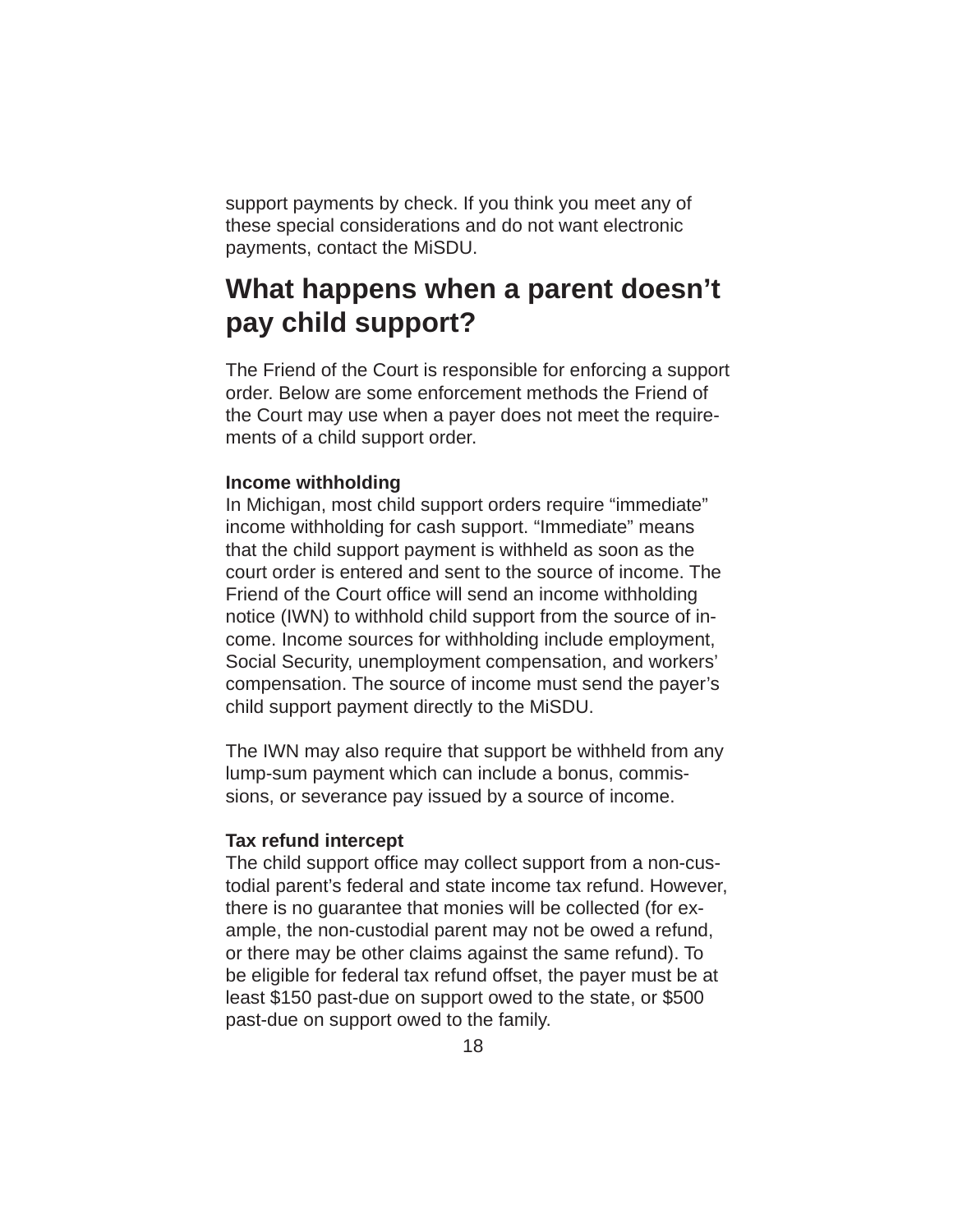support payments by check. If you think you meet any of these special considerations and do not want electronic payments, contact the MiSDU.

## What happens when a parent doesn't pay child support?

The Friend of the Court is responsible for enforcing a support order. Below are some enforcement methods the Friend of the Court may use when a payer does not meet the requirements of a child support order.

**Income withholding**

In Michigan, most child support orders require "immediate" income withholding for cash support. "Immediate" means that the child support payment is withheld as soon as the court order is entered and sent to the source of income. The Friend of the Court office will send an income withholding notice (IWN) to withhold child support from the source of income. Income sources for withholding include employment, Social Security, unemployment compensation, and workers' compensation. The source of income must send the payer's child support payment directly to the MiSDU.

The IWN may also require that support be withheld from any lump-sum payment which can include a bonus, commissions, or severance pay issued by a source of income.

**Tax refund intercept**

The child support office may collect support from a non-custodial parent's federal and state income tax refund. However, there is no guarantee that monies will be collected (for example, the non-custodial parent may not be owed a refund, or there may be other claims against the same refund). To be eligible for federal tax refund offset, the payer must be at least $150 past-due on support owed to the state, or $500 past-due on support owed to the family.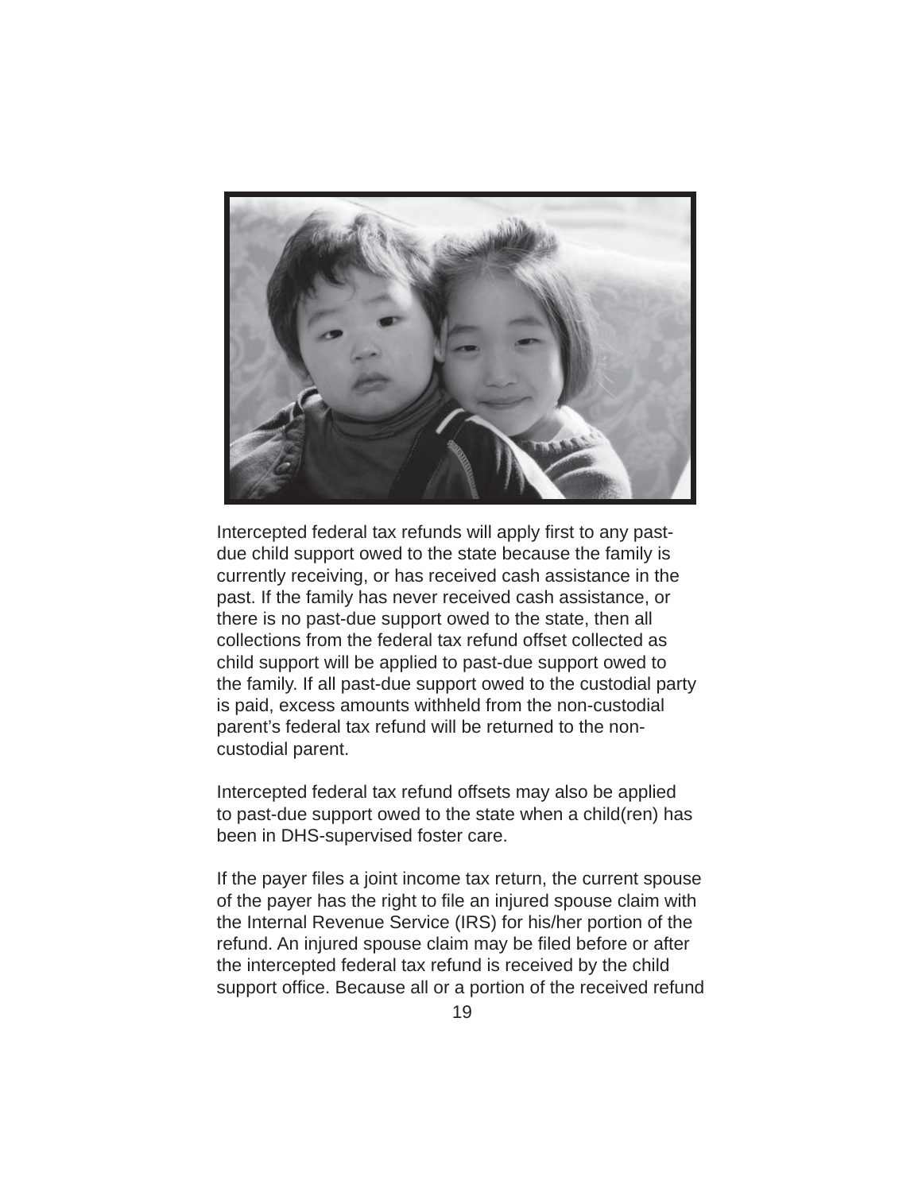Intercepted federal tax refunds will apply first to any past-due child support owed to the state because the family is currently receiving, or has received cash assistance in the past. If the family has never received cash assistance, or there is no past-due support owed to the state, then all collections from the federal tax refund offset collected as child support will be applied to past-due support owed to the family. If all past-due support owed to the custodial party is paid, excess amounts withheld from the non-custodial parent's federal tax refund will be returned to the non-custodial parent.

Intercepted federal tax refund offsets may also be applied to past-due support owed to the state when a child(ren) has been in DHS-supervised foster care.

If the payer files a joint income tax return, the current spouse of the payer has the right to file an injured spouse claim with the Internal Revenue Service (IRS) for his/her portion of the refund. An injured spouse claim may be filed before or after the intercepted federal tax refund is received by the child support office. Because all or a portion of the received refund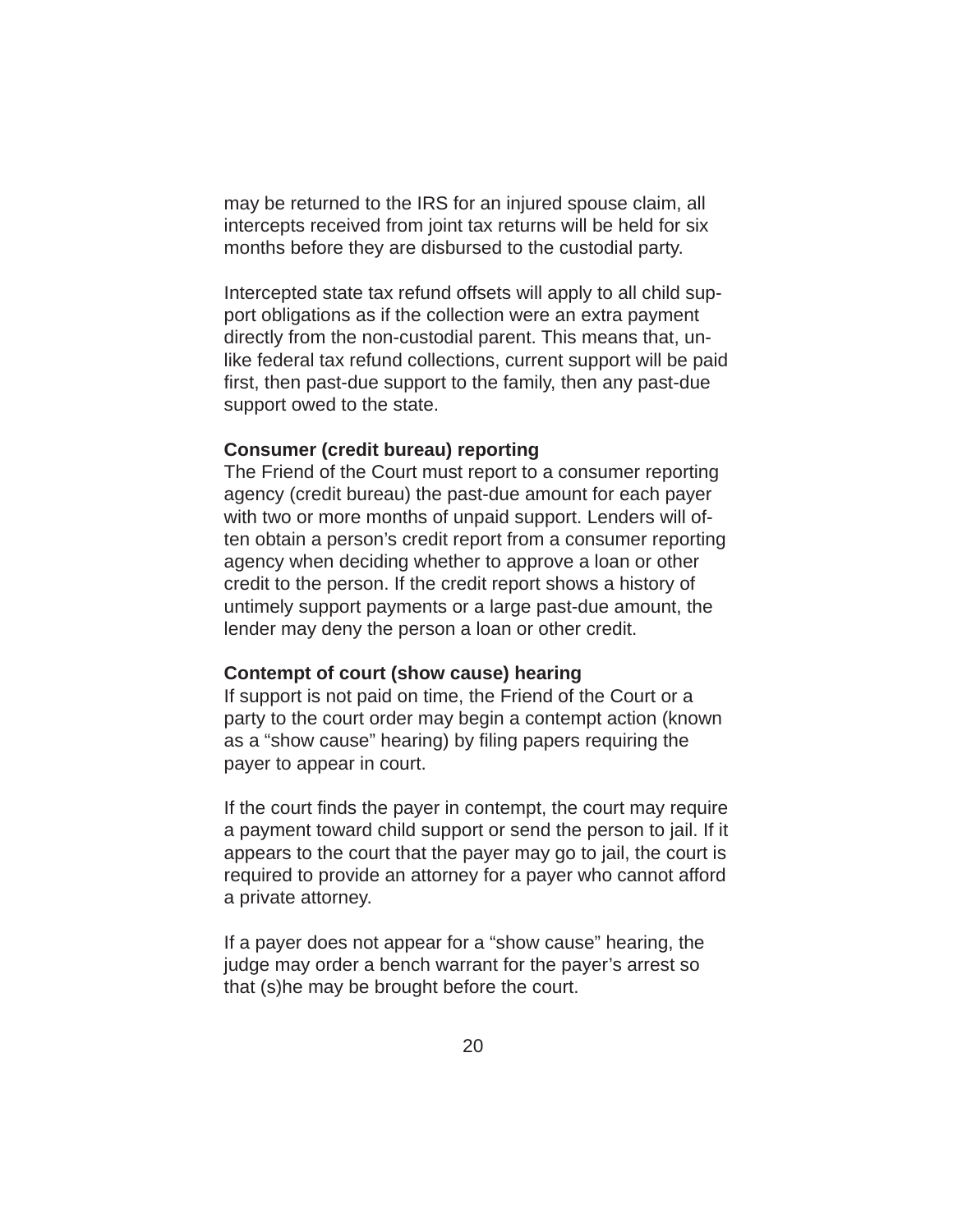may be returned to the IRS for an injured spouse claim, all intercepts received from joint tax returns will be held for six months before they are disbursed to the custodial party.

Intercepted state tax refund offsets will apply to all child support obligations as if the collection were an extra payment directly from the non-custodial parent. This means that, unlike federal tax refund collections, current support will be paid first, then past-due support to the family, then any past-due support owed to the state.

**Consumer (credit bureau) reporting**

The Friend of the Court must report to a consumer reporting agency (credit bureau) the past-due amount for each payer with two or more months of unpaid support. Lenders will often obtain a person's credit report from a consumer reporting agency when deciding whether to approve a loan or other credit to the person. If the credit report shows a history of untimely support payments or a large past-due amount, the lender may deny the person a loan or other credit.

**Contempt of court (show cause) hearing**

If support is not paid on time, the Friend of the Court or a party to the court order may begin a contempt action (known as a "show cause" hearing) by filing papers requiring the payer to appear in court.

If the court finds the payer in contempt, the court may require a payment toward child support or send the person to jail. If it appears to the court that the payer may go to jail, the court is required to provide an attorney for a payer who cannot afford a private attorney.

If a payer does not appear for a "show cause" hearing, the judge may order a bench warrant for the payer's arrest so that (s)he may be brought before the court.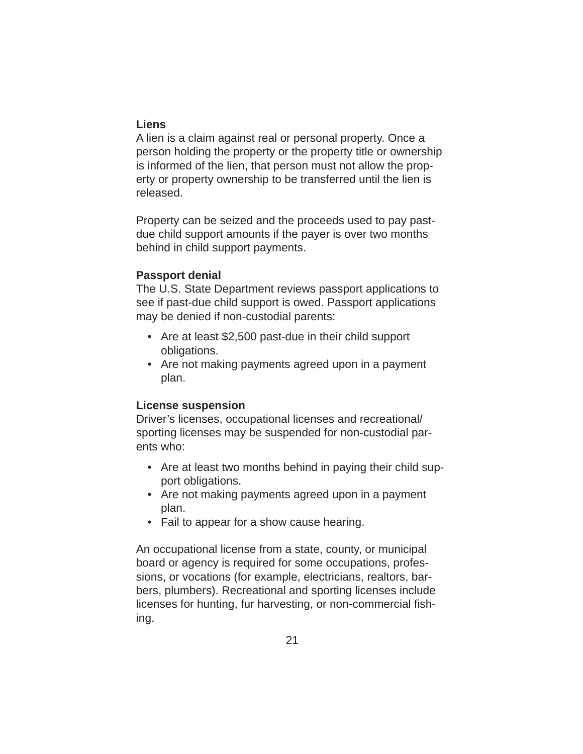### Liens

A lien is a claim against real or personal property. Once a person holding the property or the property title or ownership is informed of the lien, that person must not allow the property or property ownership to be transferred until the lien is released.

Property can be seized and the proceeds used to pay past-due child support amounts if the payer is over two months behind in child support payments.

### Passport denial

The U.S. State Department reviews passport applications to see if past-due child support is owed. Passport applications may be denied if non-custodial parents:

- Are at least $2,500 past-due in their child support obligations.
- Are not making payments agreed upon in a payment plan.

### License suspension

Driver's licenses, occupational licenses and recreational/sporting licenses may be suspended for non-custodial parents who:

- Are at least two months behind in paying their child support obligations.
- Are not making payments agreed upon in a payment plan.
- Fail to appear for a show cause hearing.

An occupational license from a state, county, or municipal board or agency is required for some occupations, professions, or vocations (for example, electricians, realtors, barbers, plumbers). Recreational and sporting licenses include licenses for hunting, fur harvesting, or non-commercial fishing.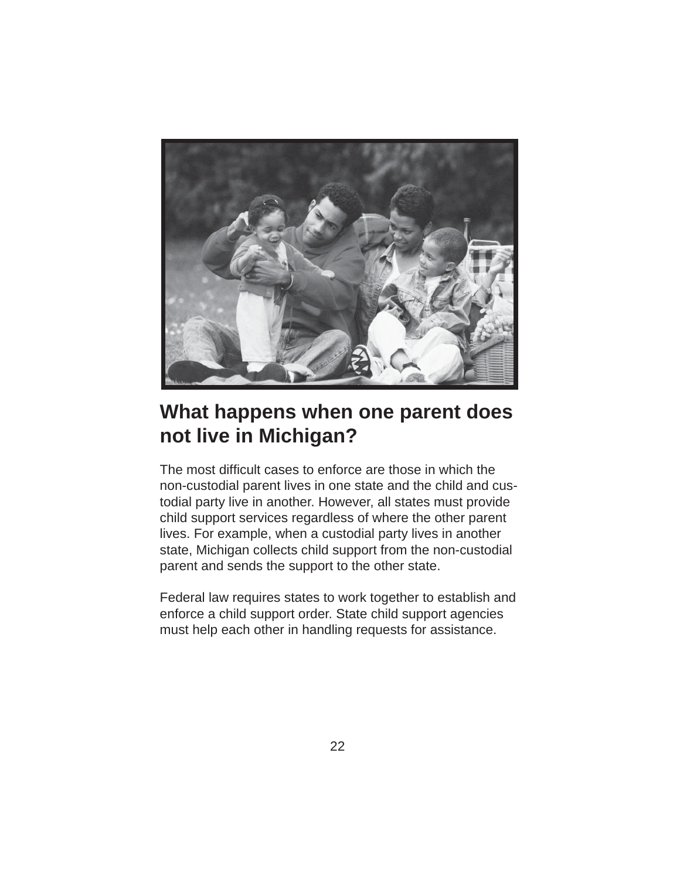## What happens when one parent does not live in Michigan?

The most difficult cases to enforce are those in which the non-custodial parent lives in one state and the child and custodial party live in another. However, all states must provide child support services regardless of where the other parent lives. For example, when a custodial party lives in another state, Michigan collects child support from the non-custodial parent and sends the support to the other state.

Federal law requires states to work together to establish and enforce a child support order. State child support agencies must help each other in handling requests for assistance.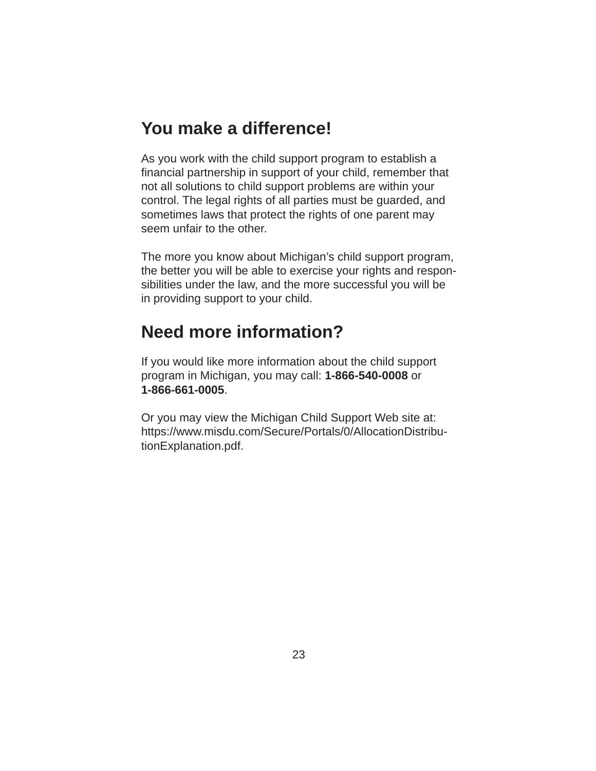## You make a difference!

As you work with the child support program to establish a financial partnership in support of your child, remember that not all solutions to child support problems are within your control. The legal rights of all parties must be guarded, and sometimes laws that protect the rights of one parent may seem unfair to the other.

The more you know about Michigan's child support program, the better you will be able to exercise your rights and responsibilities under the law, and the more successful you will be in providing support to your child.

## Need more information?

If you would like more information about the child support program in Michigan, you may call: **1-866-540-0008** or **1-866-661-0005**.

Or you may view the Michigan Child Support Web site at: https://www.misdu.com/Secure/Portals/0/AllocationDistributionExplanation.pdf.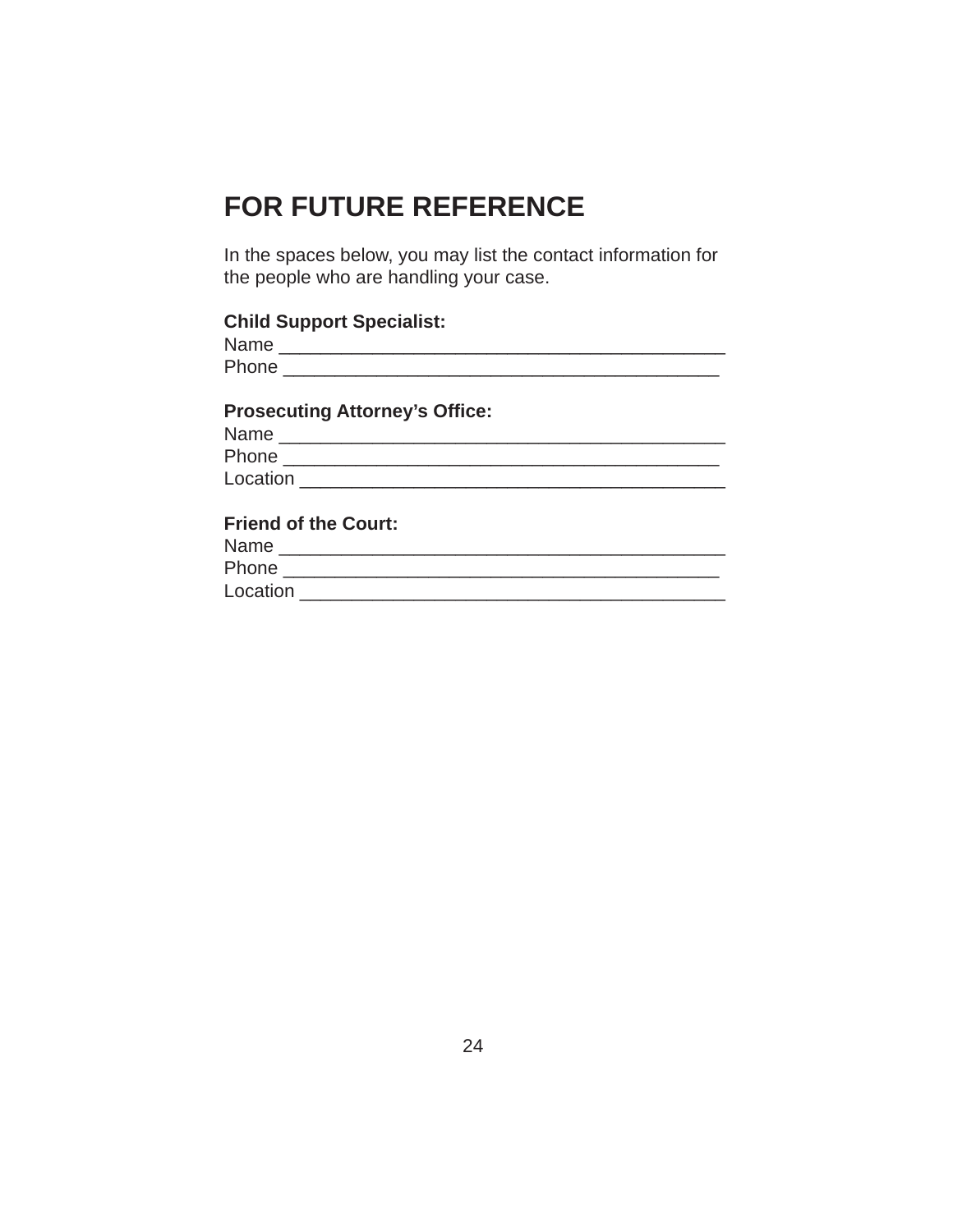# FOR FUTURE REFERENCE

In the spaces below, you may list the contact information for the people who are handling your case.

**Child Support Specialist:**
Name ___________________________________________
Phone __________________________________________

**Prosecuting Attorney's Office:**
Name ___________________________________________
Phone __________________________________________
Location ________________________________________

**Friend of the Court:**
Name ___________________________________________
Phone __________________________________________
Location ________________________________________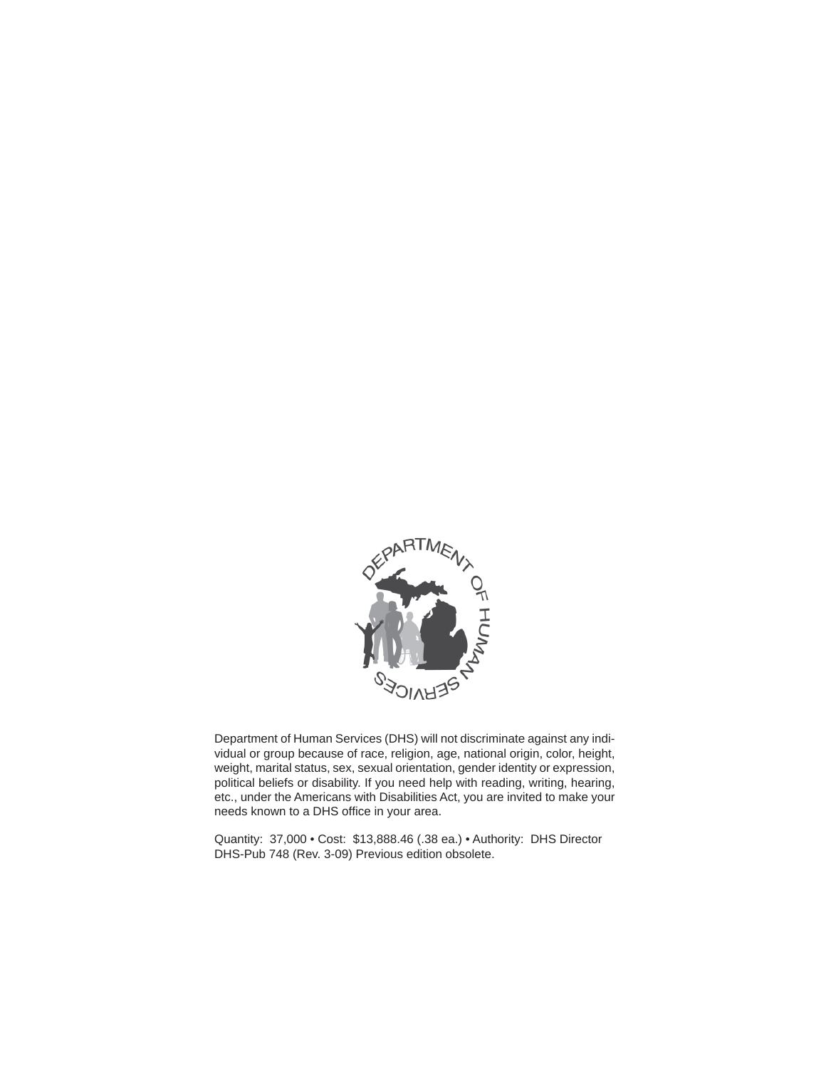Department of Human Services (DHS) will not discriminate against any individual or group because of race, religion, age, national origin, color, height, weight, marital status, sex, sexual orientation, gender identity or expression, political beliefs or disability. If you need help with reading, writing, hearing, etc., under the Americans with Disabilities Act, you are invited to make your needs known to a DHS office in your area.

Quantity: 37,000 • Cost: $13,888.46 (.38 ea.) • Authority: DHS Director
DHS-Pub 748 (Rev. 3-09) Previous edition obsolete.